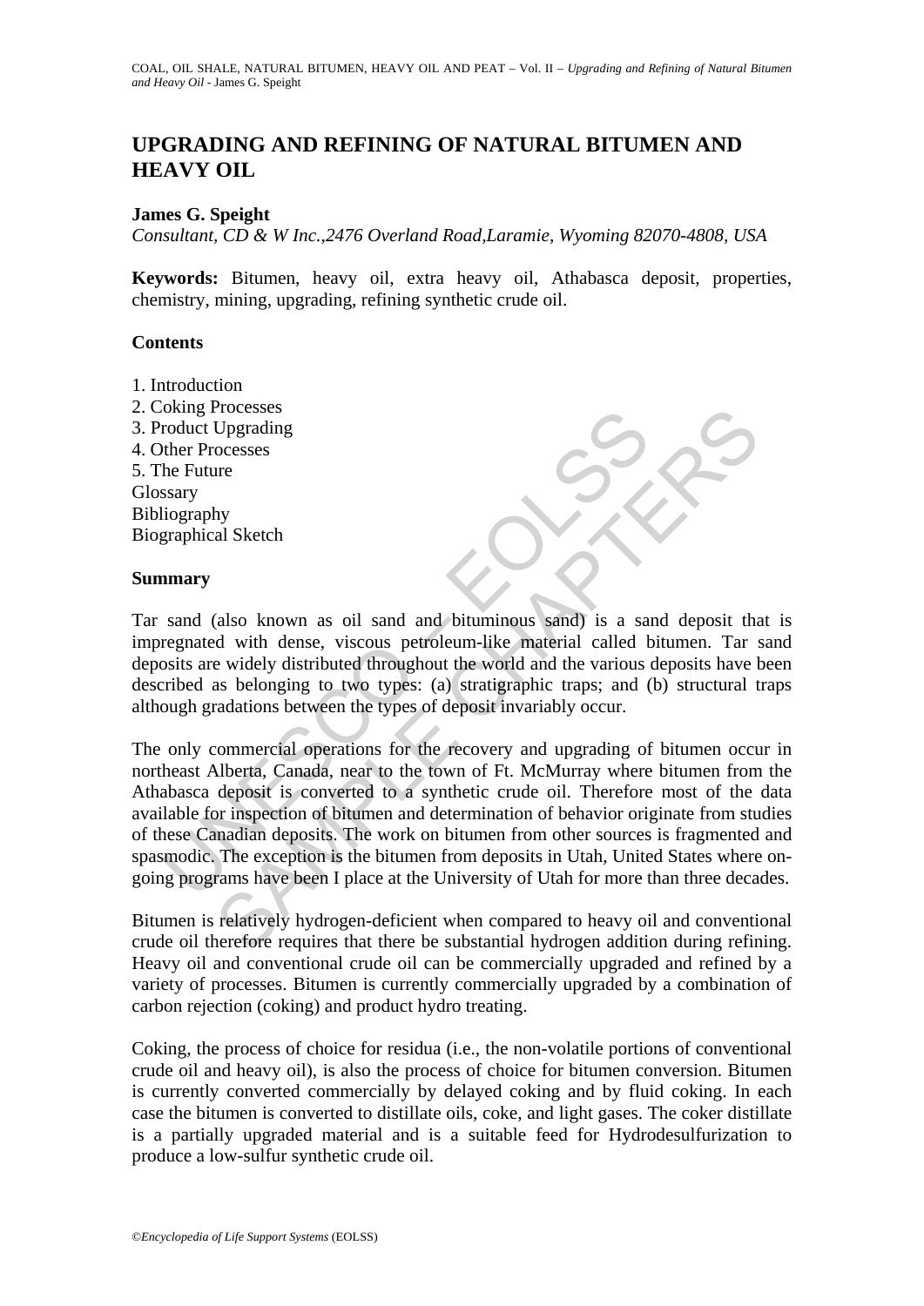# UPGRADING AND REFINING OF NATURAL BITUMEN AND HEAVY OIL

**James G. Speight**

*Consultant, CD & W Inc.,2476 Overland Road,Laramie, Wyoming 82070-4808, USA*

**Keywords:** Bitumen, heavy oil, extra heavy oil, Athabasca deposit, properties, chemistry, mining, upgrading, refining synthetic crude oil.

## Contents

1. Introduction
2. Coking Processes
3. Product Upgrading
4. Other Processes
5. The Future

Glossary
Bibliography
Biographical Sketch

## Summary

Tar sand (also known as oil sand and bituminous sand) is a sand deposit that is impregnated with dense, viscous petroleum-like material called bitumen. Tar sand deposits are widely distributed throughout the world and the various deposits have been described as belonging to two types: (a) stratigraphic traps; and (b) structural traps although gradations between the types of deposit invariably occur.

The only commercial operations for the recovery and upgrading of bitumen occur in northeast Alberta, Canada, near to the town of Ft. McMurray where bitumen from the Athabasca deposit is converted to a synthetic crude oil. Therefore most of the data available for inspection of bitumen and determination of behavior originate from studies of these Canadian deposits. The work on bitumen from other sources is fragmented and spasmodic. The exception is the bitumen from deposits in Utah, United States where on-going programs have been I place at the University of Utah for more than three decades.

Bitumen is relatively hydrogen-deficient when compared to heavy oil and conventional crude oil therefore requires that there be substantial hydrogen addition during refining. Heavy oil and conventional crude oil can be commercially upgraded and refined by a variety of processes. Bitumen is currently commercially upgraded by a combination of carbon rejection (coking) and product hydro treating.

Coking, the process of choice for residua (i.e., the non-volatile portions of conventional crude oil and heavy oil), is also the process of choice for bitumen conversion. Bitumen is currently converted commercially by delayed coking and by fluid coking. In each case the bitumen is converted to distillate oils, coke, and light gases. The coker distillate is a partially upgraded material and is a suitable feed for Hydrodesulfurization to produce a low-sulfur synthetic crude oil.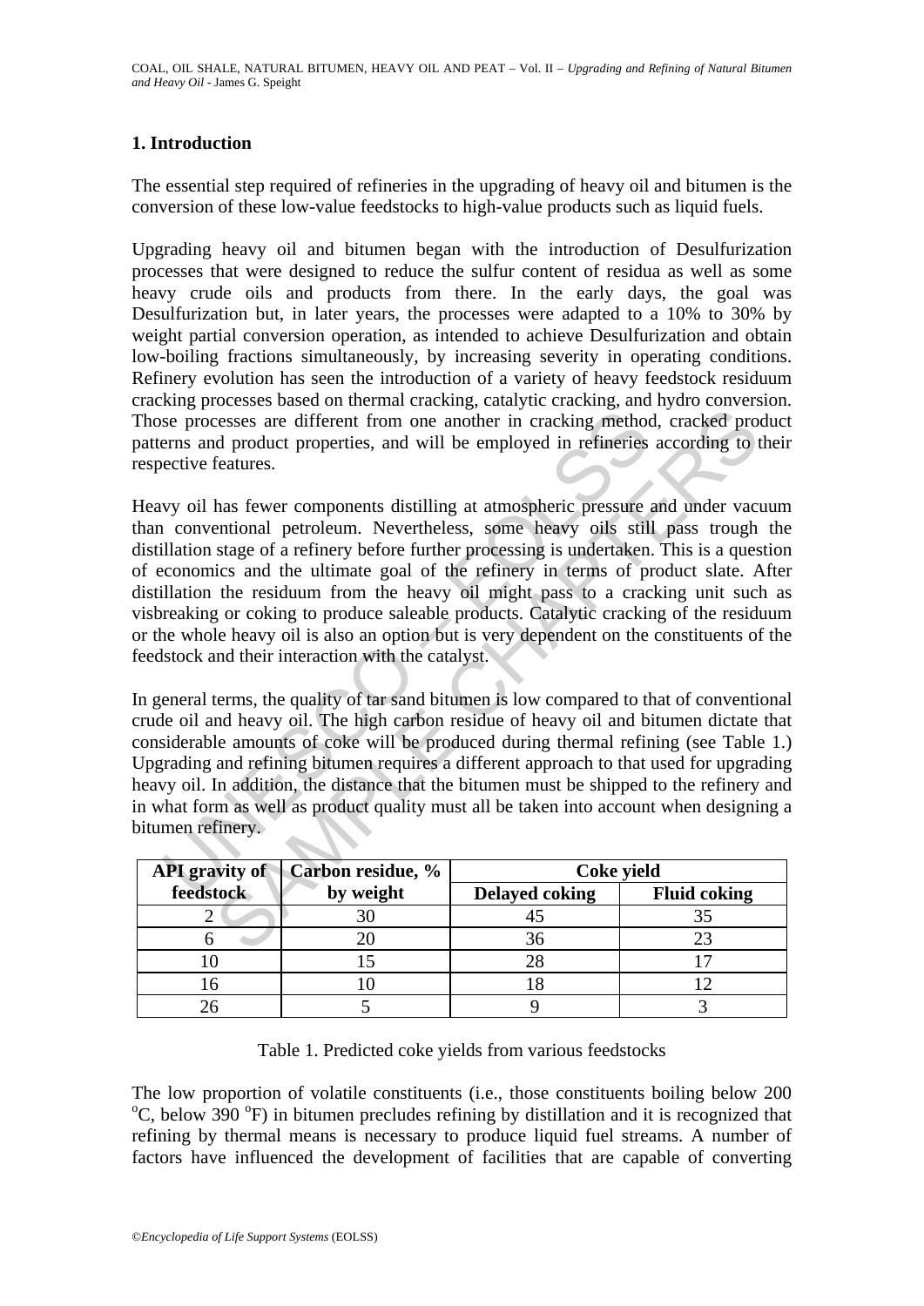## 1. Introduction

The essential step required of refineries in the upgrading of heavy oil and bitumen is the conversion of these low-value feedstocks to high-value products such as liquid fuels.

Upgrading heavy oil and bitumen began with the introduction of Desulfurization processes that were designed to reduce the sulfur content of residua as well as some heavy crude oils and products from there. In the early days, the goal was Desulfurization but, in later years, the processes were adapted to a 10% to 30% by weight partial conversion operation, as intended to achieve Desulfurization and obtain low-boiling fractions simultaneously, by increasing severity in operating conditions. Refinery evolution has seen the introduction of a variety of heavy feedstock residuum cracking processes based on thermal cracking, catalytic cracking, and hydro conversion. Those processes are different from one another in cracking method, cracked product patterns and product properties, and will be employed in refineries according to their respective features.

Heavy oil has fewer components distilling at atmospheric pressure and under vacuum than conventional petroleum. Nevertheless, some heavy oils still pass trough the distillation stage of a refinery before further processing is undertaken. This is a question of economics and the ultimate goal of the refinery in terms of product slate. After distillation the residuum from the heavy oil might pass to a cracking unit such as visbreaking or coking to produce saleable products. Catalytic cracking of the residuum or the whole heavy oil is also an option but is very dependent on the constituents of the feedstock and their interaction with the catalyst.

In general terms, the quality of tar sand bitumen is low compared to that of conventional crude oil and heavy oil. The high carbon residue of heavy oil and bitumen dictate that considerable amounts of coke will be produced during thermal refining (see Table 1.) Upgrading and refining bitumen requires a different approach to that used for upgrading heavy oil. In addition, the distance that the bitumen must be shipped to the refinery and in what form as well as product quality must all be taken into account when designing a bitumen refinery.

| API gravity of feedstock | Carbon residue, % by weight | Coke yield | |
|---|---|---|---|
| | | Delayed coking | Fluid coking |
| 2 | 30 | 45 | 35 |
| 6 | 20 | 36 | 23 |
| 10 | 15 | 28 | 17 |
| 16 | 10 | 18 | 12 |
| 26 | 5 | 9 | 3 |

Table 1. Predicted coke yields from various feedstocks

The low proportion of volatile constituents (i.e., those constituents boiling below 200 $^{o}$C, below 390 $^{o}$F) in bitumen precludes refining by distillation and it is recognized that refining by thermal means is necessary to produce liquid fuel streams. A number of factors have influenced the development of facilities that are capable of converting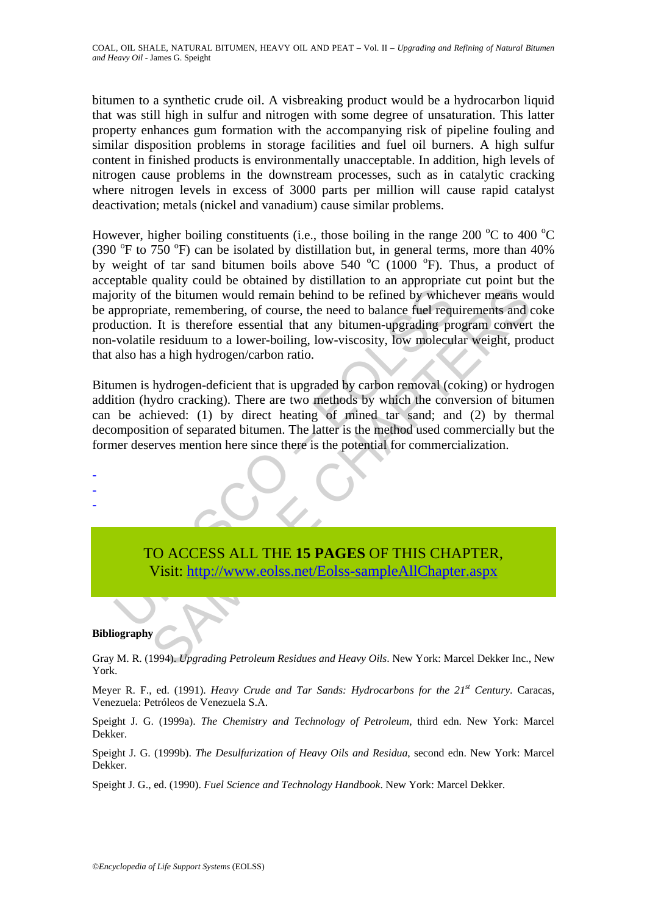bitumen to a synthetic crude oil. A visbreaking product would be a hydrocarbon liquid that was still high in sulfur and nitrogen with some degree of unsaturation. This latter property enhances gum formation with the accompanying risk of pipeline fouling and similar disposition problems in storage facilities and fuel oil burners. A high sulfur content in finished products is environmentally unacceptable. In addition, high levels of nitrogen cause problems in the downstream processes, such as in catalytic cracking where nitrogen levels in excess of 3000 parts per million will cause rapid catalyst deactivation; metals (nickel and vanadium) cause similar problems.

However, higher boiling constituents (i.e., those boiling in the range 200 °C to 400 °C (390 °F to 750 °F) can be isolated by distillation but, in general terms, more than 40% by weight of tar sand bitumen boils above 540 °C (1000 °F). Thus, a product of acceptable quality could be obtained by distillation to an appropriate cut point but the majority of the bitumen would remain behind to be refined by whichever means would be appropriate, remembering, of course, the need to balance fuel requirements and coke production. It is therefore essential that any bitumen-upgrading program convert the non-volatile residuum to a lower-boiling, low-viscosity, low molecular weight, product that also has a high hydrogen/carbon ratio.

Bitumen is hydrogen-deficient that is upgraded by carbon removal (coking) or hydrogen addition (hydro cracking). There are two methods by which the conversion of bitumen can be achieved: (1) by direct heating of mined tar sand; and (2) by thermal decomposition of separated bitumen. The latter is the method used commercially but the former deserves mention here since there is the potential for commercialization.

-
-
-

TO ACCESS ALL THE **15 PAGES** OF THIS CHAPTER,
Visit: http://www.eolss.net/Eolss-sampleAllChapter.aspx

**Bibliography**

Gray M. R. (1994). *Upgrading Petroleum Residues and Heavy Oils*. New York: Marcel Dekker Inc., New York.

Meyer R. F., ed. (1991). *Heavy Crude and Tar Sands: Hydrocarbons for the 21st Century*. Caracas, Venezuela: Petróleos de Venezuela S.A.

Speight J. G. (1999a). *The Chemistry and Technology of Petroleum*, third edn. New York: Marcel Dekker.

Speight J. G. (1999b). *The Desulfurization of Heavy Oils and Residua*, second edn. New York: Marcel Dekker.

Speight J. G., ed. (1990). *Fuel Science and Technology Handbook*. New York: Marcel Dekker.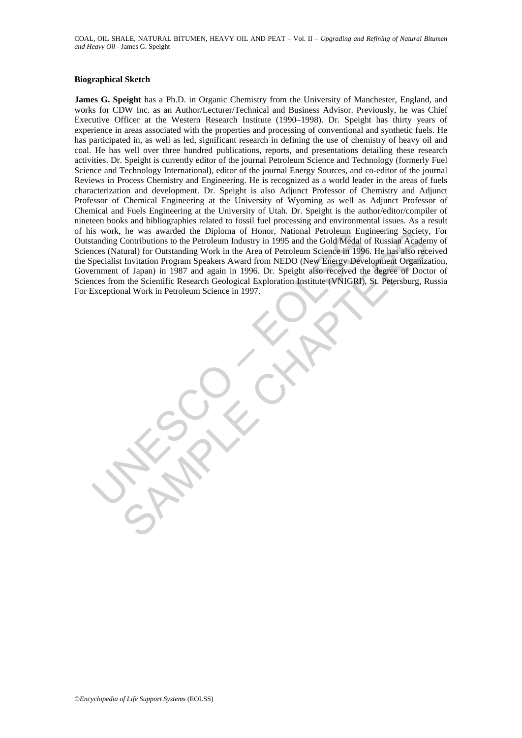### Biographical Sketch

**James G. Speight** has a Ph.D. in Organic Chemistry from the University of Manchester, England, and works for CDW Inc. as an Author/Lecturer/Technical and Business Advisor. Previously, he was Chief Executive Officer at the Western Research Institute (1990–1998). Dr. Speight has thirty years of experience in areas associated with the properties and processing of conventional and synthetic fuels. He has participated in, as well as led, significant research in defining the use of chemistry of heavy oil and coal. He has well over three hundred publications, reports, and presentations detailing these research activities. Dr. Speight is currently editor of the journal Petroleum Science and Technology (formerly Fuel Science and Technology International), editor of the journal Energy Sources, and co-editor of the journal Reviews in Process Chemistry and Engineering. He is recognized as a world leader in the areas of fuels characterization and development. Dr. Speight is also Adjunct Professor of Chemistry and Adjunct Professor of Chemical Engineering at the University of Wyoming as well as Adjunct Professor of Chemical and Fuels Engineering at the University of Utah. Dr. Speight is the author/editor/compiler of nineteen books and bibliographies related to fossil fuel processing and environmental issues. As a result of his work, he was awarded the Diploma of Honor, National Petroleum Engineering Society, For Outstanding Contributions to the Petroleum Industry in 1995 and the Gold Medal of Russian Academy of Sciences (Natural) for Outstanding Work in the Area of Petroleum Science in 1996. He has also received the Specialist Invitation Program Speakers Award from NEDO (New Energy Development Organization, Government of Japan) in 1987 and again in 1996. Dr. Speight also received the degree of Doctor of Sciences from the Scientific Research Geological Exploration Institute (VNIGRI), St. Petersburg, Russia For Exceptional Work in Petroleum Science in 1997.